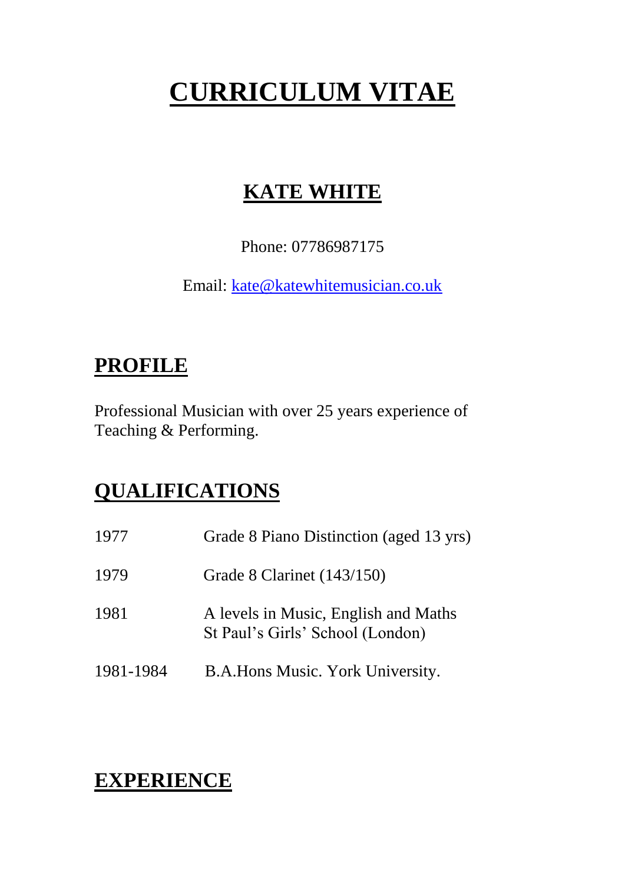# CURRICULUM VITAE

## KATE WHITE

Phone: 07786987175

Email: kate@katewhitemusician.co.uk

## PROFILE

Professional Musician with over 25 years experience of Teaching & Performing.

## QUALIFICATIONS

| | |
|---|---|
| 1977 | Grade 8 Piano Distinction (aged 13 yrs) |
| 1979 | Grade 8 Clarinet (143/150) |
| 1981 | A levels in Music, English and Maths<br>St Paul's Girls' School (London) |
| 1981-1984 | B.A.Hons Music. York University. |

## EXPERIENCE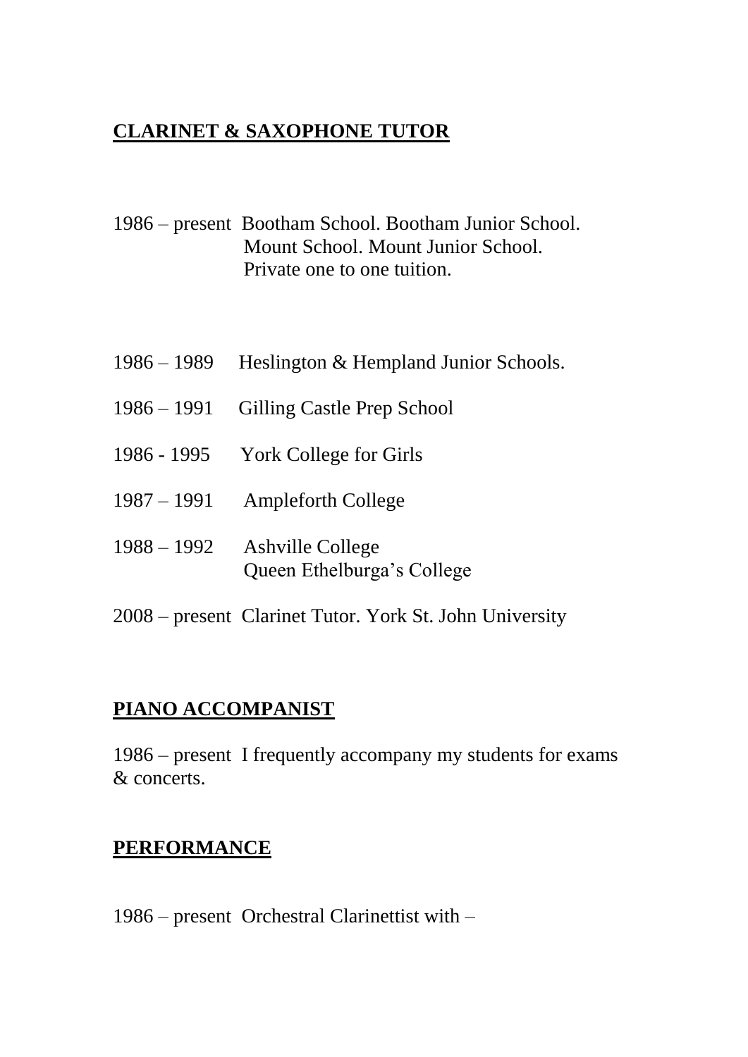## CLARINET & SAXOPHONE TUTOR

1986 – present Bootham School. Bootham Junior School.
Mount School. Mount Junior School.
Private one to one tuition.

1986 – 1989 Heslington & Hempland Junior Schools.

1986 – 1991 Gilling Castle Prep School

1986 - 1995 York College for Girls

1987 – 1991 Ampleforth College

1988 – 1992 Ashville College
Queen Ethelburga's College

2008 – present Clarinet Tutor. York St. John University

## PIANO ACCOMPANIST

1986 – present I frequently accompany my students for exams & concerts.

## PERFORMANCE

1986 – present Orchestral Clarinettist with –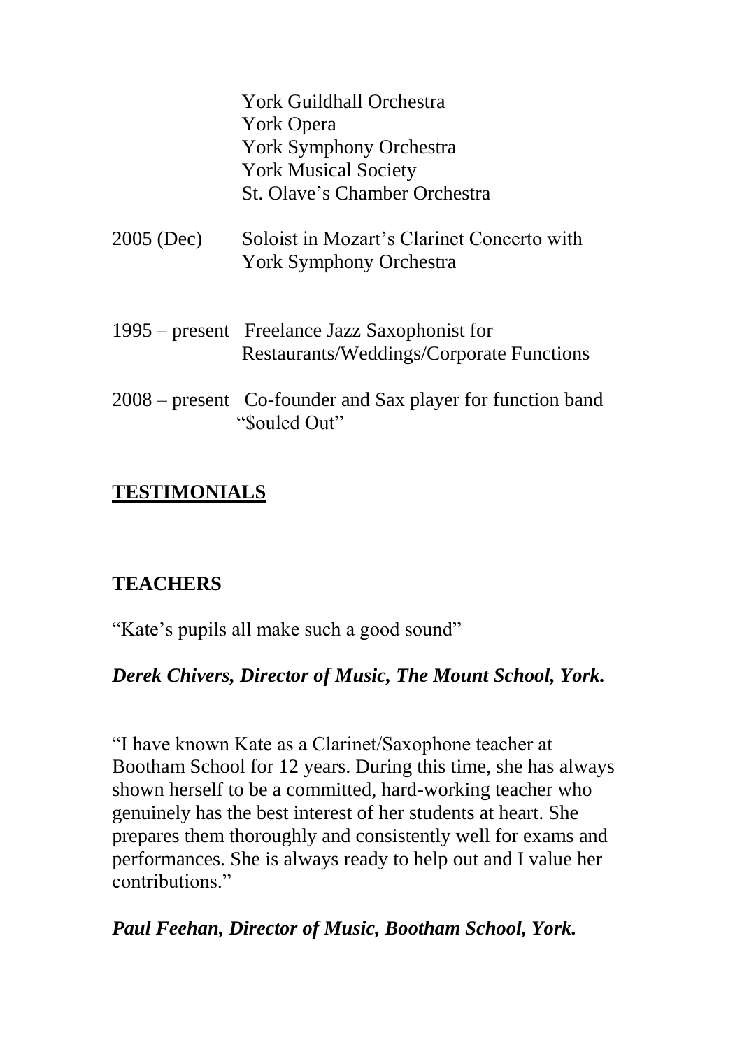York Guildhall Orchestra
York Opera
York Symphony Orchestra
York Musical Society
St. Olave's Chamber Orchestra

2005 (Dec) Soloist in Mozart's Clarinet Concerto with York Symphony Orchestra

1995 – present Freelance Jazz Saxophonist for Restaurants/Weddings/Corporate Functions

2008 – present Co-founder and Sax player for function band "$ouled Out"

## <u>TESTIMONIALS</u>

### TEACHERS

"Kate's pupils all make such a good sound"

***Derek Chivers, Director of Music, The Mount School, York.***

"I have known Kate as a Clarinet/Saxophone teacher at Bootham School for 12 years. During this time, she has always shown herself to be a committed, hard-working teacher who genuinely has the best interest of her students at heart. She prepares them thoroughly and consistently well for exams and performances. She is always ready to help out and I value her contributions."

***Paul Feehan, Director of Music, Bootham School, York.***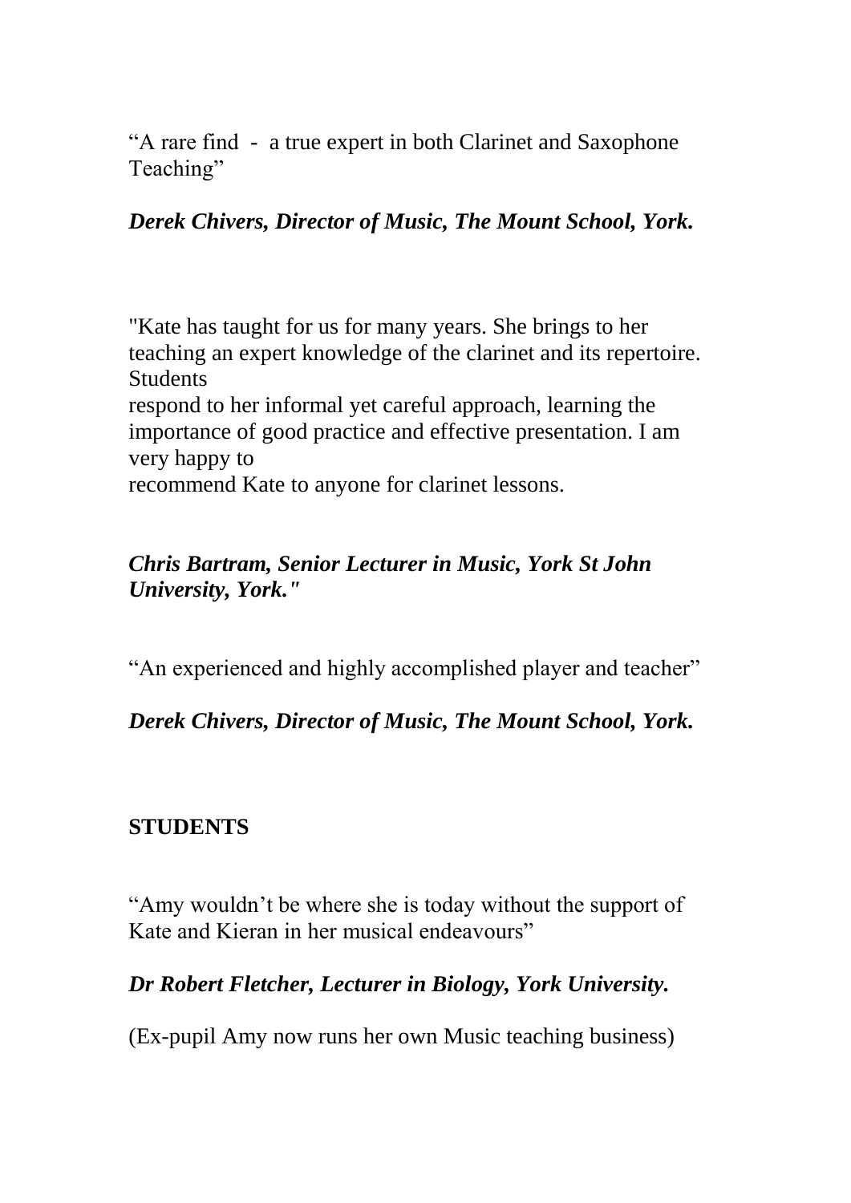“A rare find - a true expert in both Clarinet and Saxophone Teaching”

***Derek Chivers, Director of Music, The Mount School, York.***

"Kate has taught for us for many years. She brings to her teaching an expert knowledge of the clarinet and its repertoire. Students respond to her informal yet careful approach, learning the importance of good practice and effective presentation. I am very happy to recommend Kate to anyone for clarinet lessons.

***Chris Bartram, Senior Lecturer in Music, York St John University, York."***

“An experienced and highly accomplished player and teacher”

***Derek Chivers, Director of Music, The Mount School, York.***

**STUDENTS**

“Amy wouldn’t be where she is today without the support of Kate and Kieran in her musical endeavours”

***Dr Robert Fletcher, Lecturer in Biology, York University.***

(Ex-pupil Amy now runs her own Music teaching business)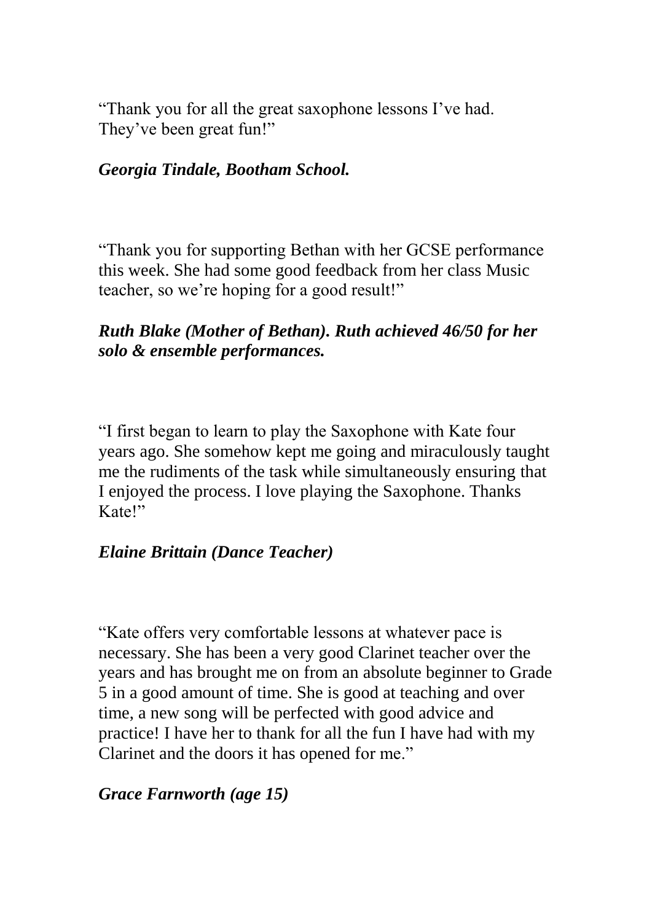"Thank you for all the great saxophone lessons I've had. They've been great fun!"

***Georgia Tindale, Bootham School.***

"Thank you for supporting Bethan with her GCSE performance this week. She had some good feedback from her class Music teacher, so we're hoping for a good result!"

***Ruth Blake (Mother of Bethan). Ruth achieved 46/50 for her solo & ensemble performances.***

"I first began to learn to play the Saxophone with Kate four years ago. She somehow kept me going and miraculously taught me the rudiments of the task while simultaneously ensuring that I enjoyed the process. I love playing the Saxophone. Thanks Kate!"

***Elaine Brittain (Dance Teacher)***

"Kate offers very comfortable lessons at whatever pace is necessary. She has been a very good Clarinet teacher over the years and has brought me on from an absolute beginner to Grade 5 in a good amount of time. She is good at teaching and over time, a new song will be perfected with good advice and practice! I have her to thank for all the fun I have had with my Clarinet and the doors it has opened for me."

***Grace Farnworth (age 15)***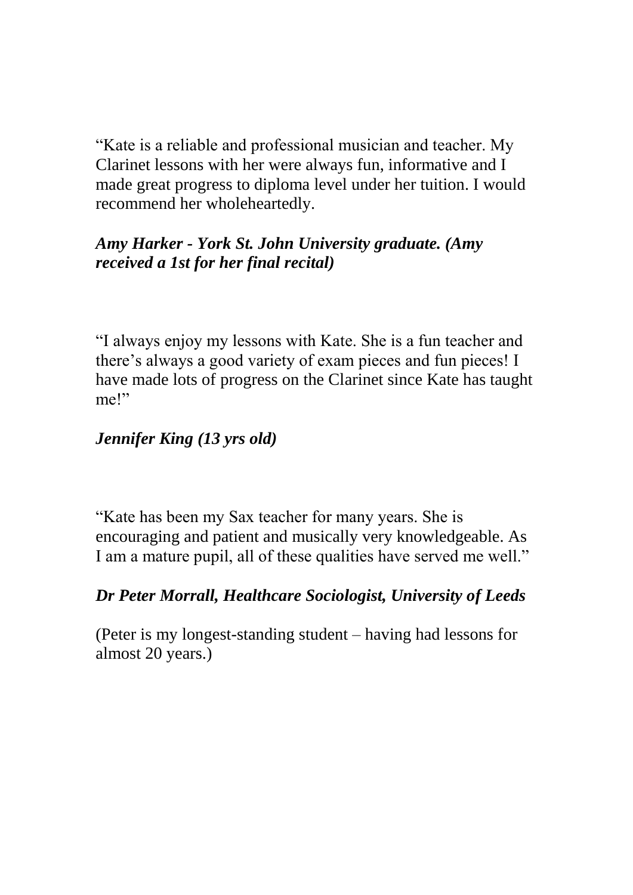“Kate is a reliable and professional musician and teacher. My Clarinet lessons with her were always fun, informative and I made great progress to diploma level under her tuition. I would recommend her wholeheartedly.

***Amy Harker - York St. John University graduate. (Amy received a 1st for her final recital)***

“I always enjoy my lessons with Kate. She is a fun teacher and there’s always a good variety of exam pieces and fun pieces! I have made lots of progress on the Clarinet since Kate has taught me!”

***Jennifer King (13 yrs old)***

“Kate has been my Sax teacher for many years. She is encouraging and patient and musically very knowledgeable. As I am a mature pupil, all of these qualities have served me well.”

***Dr Peter Morrall, Healthcare Sociologist, University of Leeds***

(Peter is my longest-standing student – having had lessons for almost 20 years.)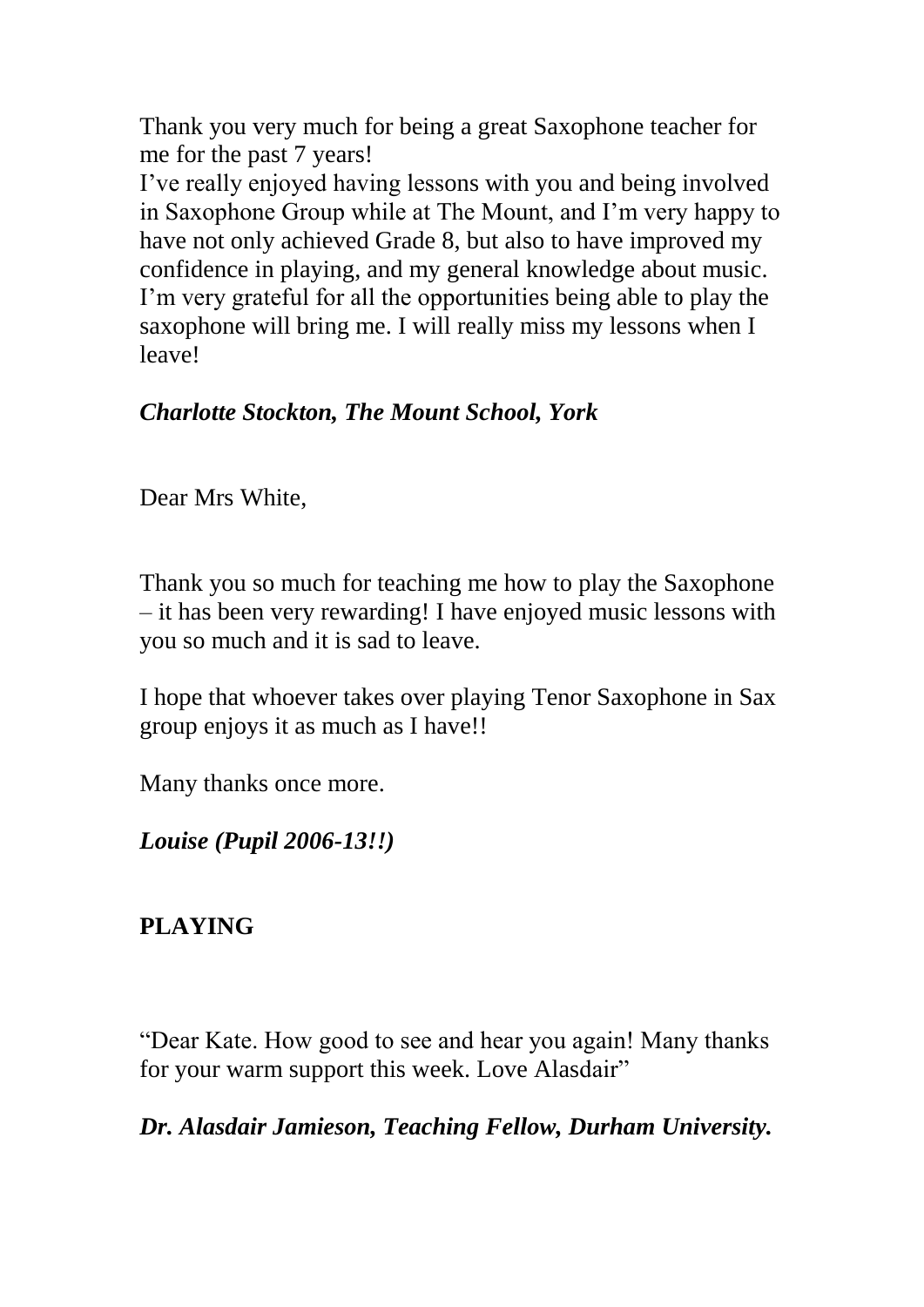Thank you very much for being a great Saxophone teacher for me for the past 7 years!
I've really enjoyed having lessons with you and being involved in Saxophone Group while at The Mount, and I'm very happy to have not only achieved Grade 8, but also to have improved my confidence in playing, and my general knowledge about music. I'm very grateful for all the opportunities being able to play the saxophone will bring me. I will really miss my lessons when I leave!

***Charlotte Stockton, The Mount School, York***

Dear Mrs White,

Thank you so much for teaching me how to play the Saxophone – it has been very rewarding! I have enjoyed music lessons with you so much and it is sad to leave.

I hope that whoever takes over playing Tenor Saxophone in Sax group enjoys it as much as I have!!

Many thanks once more.

***Louise (Pupil 2006-13!!)***

**PLAYING**

"Dear Kate. How good to see and hear you again! Many thanks for your warm support this week. Love Alasdair"

***Dr. Alasdair Jamieson, Teaching Fellow, Durham University.***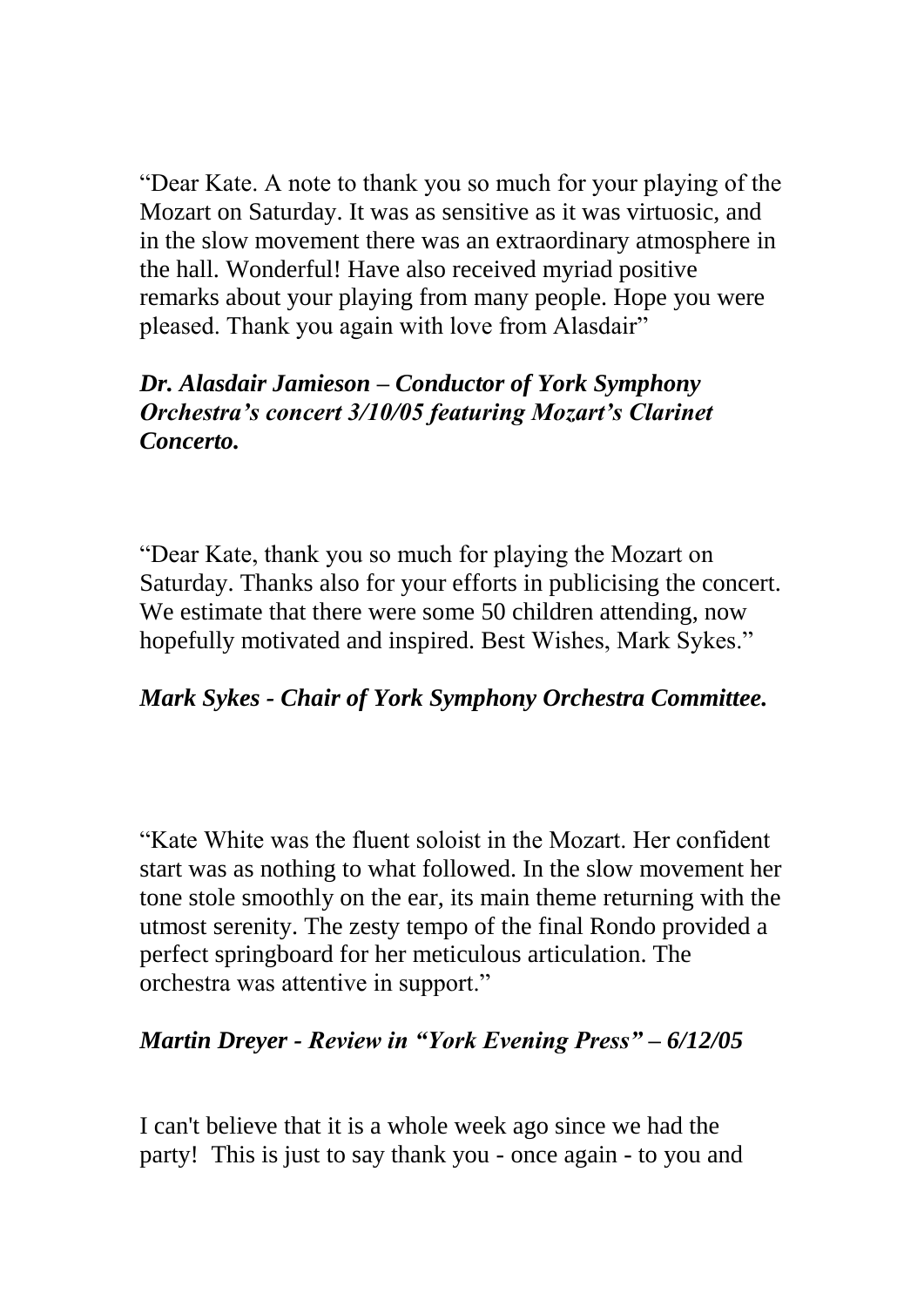"Dear Kate. A note to thank you so much for your playing of the Mozart on Saturday. It was as sensitive as it was virtuosic, and in the slow movement there was an extraordinary atmosphere in the hall. Wonderful! Have also received myriad positive remarks about your playing from many people. Hope you were pleased. Thank you again with love from Alasdair"

***Dr. Alasdair Jamieson – Conductor of York Symphony Orchestra's concert 3/10/05 featuring Mozart's Clarinet Concerto.***

"Dear Kate, thank you so much for playing the Mozart on Saturday. Thanks also for your efforts in publicising the concert. We estimate that there were some 50 children attending, now hopefully motivated and inspired. Best Wishes, Mark Sykes."

***Mark Sykes - Chair of York Symphony Orchestra Committee.***

"Kate White was the fluent soloist in the Mozart. Her confident start was as nothing to what followed. In the slow movement her tone stole smoothly on the ear, its main theme returning with the utmost serenity. The zesty tempo of the final Rondo provided a perfect springboard for her meticulous articulation. The orchestra was attentive in support."

***Martin Dreyer - Review in "York Evening Press" – 6/12/05***

I can't believe that it is a whole week ago since we had the party! This is just to say thank you - once again - to you and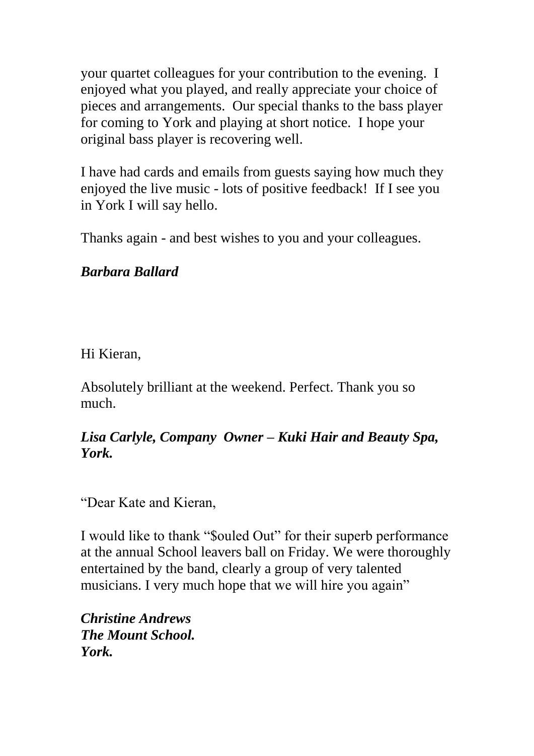your quartet colleagues for your contribution to the evening. I enjoyed what you played, and really appreciate your choice of pieces and arrangements. Our special thanks to the bass player for coming to York and playing at short notice. I hope your original bass player is recovering well.

I have had cards and emails from guests saying how much they enjoyed the live music - lots of positive feedback! If I see you in York I will say hello.

Thanks again - and best wishes to you and your colleagues.

***Barbara Ballard***

Hi Kieran,

Absolutely brilliant at the weekend. Perfect. Thank you so much.

***Lisa Carlyle, Company Owner – Kuki Hair and Beauty Spa, York.***

"Dear Kate and Kieran,

I would like to thank "$ouled Out" for their superb performance at the annual School leavers ball on Friday. We were thoroughly entertained by the band, clearly a group of very talented musicians. I very much hope that we will hire you again"

***Christine Andrews***
***The Mount School.***
***York.***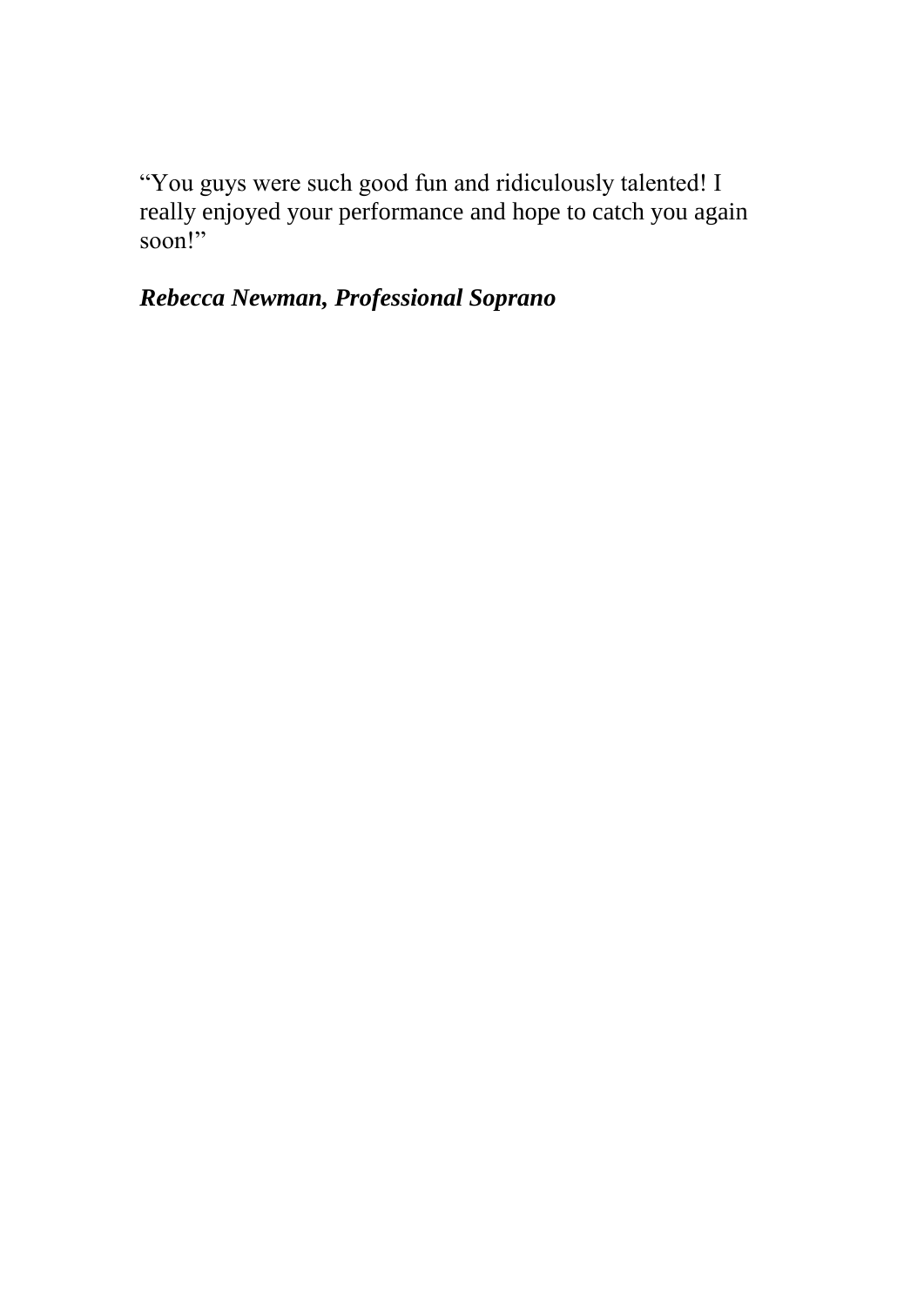"You guys were such good fun and ridiculously talented! I really enjoyed your performance and hope to catch you again soon!"

***Rebecca Newman, Professional Soprano***